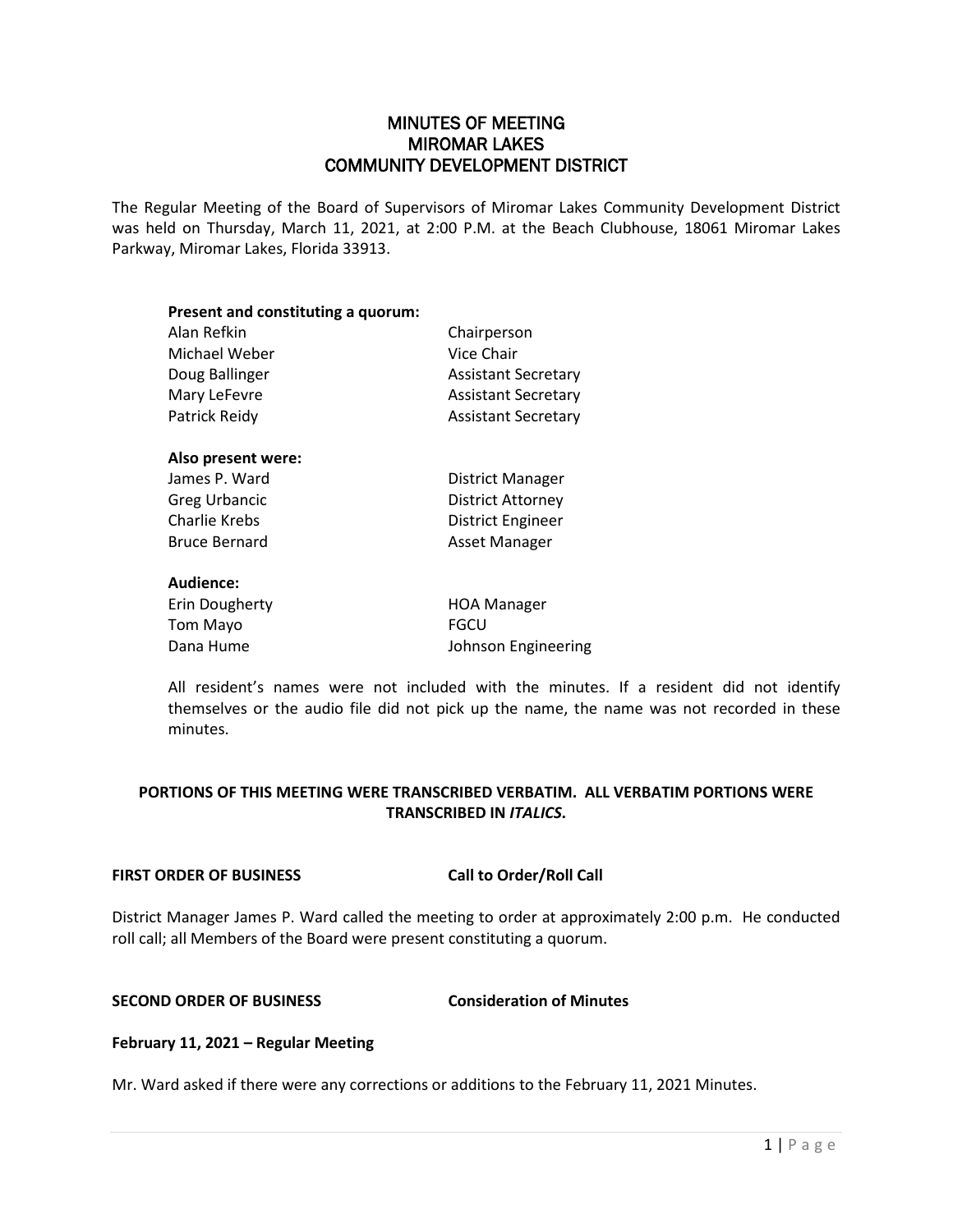# MINUTES OF MEETING
# MIROMAR LAKES
# COMMUNITY DEVELOPMENT DISTRICT

The Regular Meeting of the Board of Supervisors of Miromar Lakes Community Development District was held on Thursday, March 11, 2021, at 2:00 P.M. at the Beach Clubhouse, 18061 Miromar Lakes Parkway, Miromar Lakes, Florida 33913.

**Present and constituting a quorum:**

| | |
|---|---|
| Alan Refkin | Chairperson |
| Michael Weber | Vice Chair |
| Doug Ballinger | Assistant Secretary |
| Mary LeFevre | Assistant Secretary |
| Patrick Reidy | Assistant Secretary |

**Also present were:**

| | |
|---|---|
| James P. Ward | District Manager |
| Greg Urbancic | District Attorney |
| Charlie Krebs | District Engineer |
| Bruce Bernard | Asset Manager |

**Audience:**

| | |
|---|---|
| Erin Dougherty | HOA Manager |
| Tom Mayo | FGCU |
| Dana Hume | Johnson Engineering |

All resident's names were not included with the minutes. If a resident did not identify themselves or the audio file did not pick up the name, the name was not recorded in these minutes.

**PORTIONS OF THIS MEETING WERE TRANSCRIBED VERBATIM. ALL VERBATIM PORTIONS WERE TRANSCRIBED IN *ITALICS*.**

**FIRST ORDER OF BUSINESS** **Call to Order/Roll Call**

District Manager James P. Ward called the meeting to order at approximately 2:00 p.m. He conducted roll call; all Members of the Board were present constituting a quorum.

**SECOND ORDER OF BUSINESS** **Consideration of Minutes**

**February 11, 2021 – Regular Meeting**

Mr. Ward asked if there were any corrections or additions to the February 11, 2021 Minutes.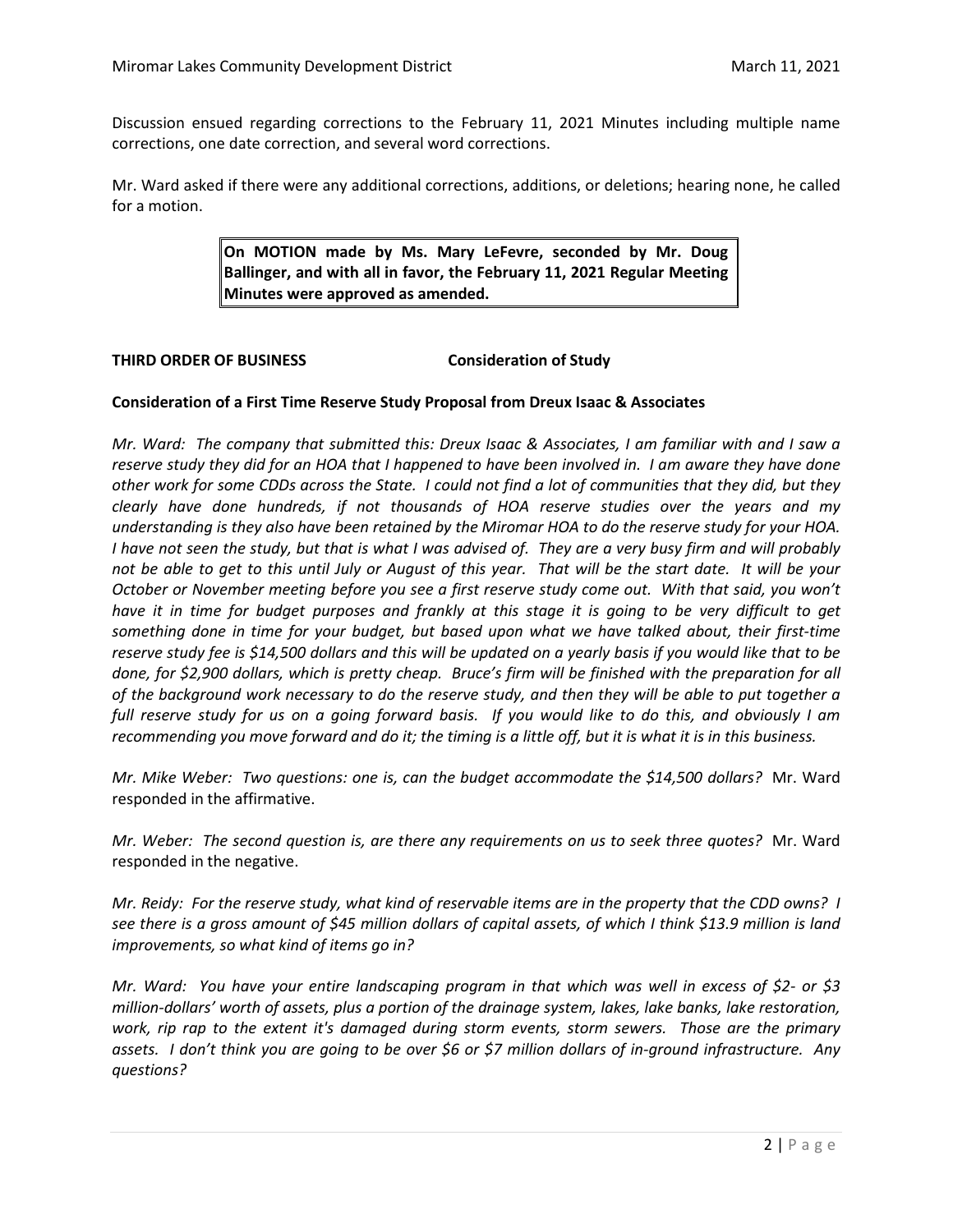Discussion ensued regarding corrections to the February 11, 2021 Minutes including multiple name corrections, one date correction, and several word corrections.

Mr. Ward asked if there were any additional corrections, additions, or deletions; hearing none, he called for a motion.

> **On MOTION made by Ms. Mary LeFevre, seconded by Mr. Doug Ballinger, and with all in favor, the February 11, 2021 Regular Meeting Minutes were approved as amended.**

**THIRD ORDER OF BUSINESS Consideration of Study**

**Consideration of a First Time Reserve Study Proposal from Dreux Isaac & Associates**

*Mr. Ward: The company that submitted this: Dreux Isaac & Associates, I am familiar with and I saw a reserve study they did for an HOA that I happened to have been involved in. I am aware they have done other work for some CDDs across the State. I could not find a lot of communities that they did, but they clearly have done hundreds, if not thousands of HOA reserve studies over the years and my understanding is they also have been retained by the Miromar HOA to do the reserve study for your HOA. I have not seen the study, but that is what I was advised of. They are a very busy firm and will probably not be able to get to this until July or August of this year. That will be the start date. It will be your October or November meeting before you see a first reserve study come out. With that said, you won't have it in time for budget purposes and frankly at this stage it is going to be very difficult to get something done in time for your budget, but based upon what we have talked about, their first-time reserve study fee is $14,500 dollars and this will be updated on a yearly basis if you would like that to be done, for $2,900 dollars, which is pretty cheap. Bruce's firm will be finished with the preparation for all of the background work necessary to do the reserve study, and then they will be able to put together a full reserve study for us on a going forward basis. If you would like to do this, and obviously I am recommending you move forward and do it; the timing is a little off, but it is what it is in this business.*

*Mr. Mike Weber: Two questions: one is, can the budget accommodate the $14,500 dollars?* Mr. Ward responded in the affirmative.

*Mr. Weber: The second question is, are there any requirements on us to seek three quotes?* Mr. Ward responded in the negative.

*Mr. Reidy: For the reserve study, what kind of reservable items are in the property that the CDD owns? I see there is a gross amount of $45 million dollars of capital assets, of which I think $13.9 million is land improvements, so what kind of items go in?*

*Mr. Ward: You have your entire landscaping program in that which was well in excess of $2- or $3 million-dollars' worth of assets, plus a portion of the drainage system, lakes, lake banks, lake restoration, work, rip rap to the extent it's damaged during storm events, storm sewers. Those are the primary assets. I don't think you are going to be over $6 or $7 million dollars of in-ground infrastructure. Any questions?*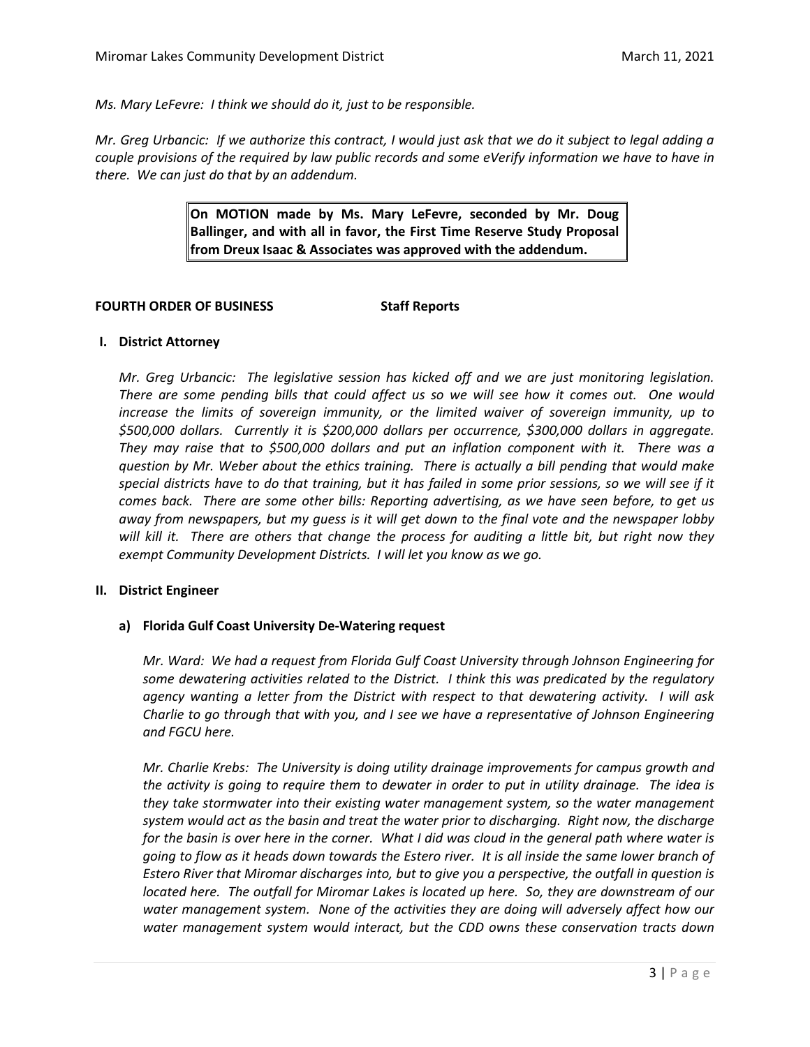*Ms. Mary LeFevre: I think we should do it, just to be responsible.*

*Mr. Greg Urbancic: If we authorize this contract, I would just ask that we do it subject to legal adding a couple provisions of the required by law public records and some eVerify information we have to have in there. We can just do that by an addendum.*

> **On MOTION made by Ms. Mary LeFevre, seconded by Mr. Doug Ballinger, and with all in favor, the First Time Reserve Study Proposal from Dreux Isaac & Associates was approved with the addendum.**

**FOURTH ORDER OF BUSINESS Staff Reports**

**I. District Attorney**

*Mr. Greg Urbancic: The legislative session has kicked off and we are just monitoring legislation. There are some pending bills that could affect us so we will see how it comes out. One would increase the limits of sovereign immunity, or the limited waiver of sovereign immunity, up to $500,000 dollars. Currently it is $200,000 dollars per occurrence, $300,000 dollars in aggregate. They may raise that to $500,000 dollars and put an inflation component with it. There was a question by Mr. Weber about the ethics training. There is actually a bill pending that would make special districts have to do that training, but it has failed in some prior sessions, so we will see if it comes back. There are some other bills: Reporting advertising, as we have seen before, to get us away from newspapers, but my guess is it will get down to the final vote and the newspaper lobby will kill it. There are others that change the process for auditing a little bit, but right now they exempt Community Development Districts. I will let you know as we go.*

**II. District Engineer**

**a) Florida Gulf Coast University De-Watering request**

*Mr. Ward: We had a request from Florida Gulf Coast University through Johnson Engineering for some dewatering activities related to the District. I think this was predicated by the regulatory agency wanting a letter from the District with respect to that dewatering activity. I will ask Charlie to go through that with you, and I see we have a representative of Johnson Engineering and FGCU here.*

*Mr. Charlie Krebs: The University is doing utility drainage improvements for campus growth and the activity is going to require them to dewater in order to put in utility drainage. The idea is they take stormwater into their existing water management system, so the water management system would act as the basin and treat the water prior to discharging. Right now, the discharge for the basin is over here in the corner. What I did was cloud in the general path where water is going to flow as it heads down towards the Estero river. It is all inside the same lower branch of Estero River that Miromar discharges into, but to give you a perspective, the outfall in question is located here. The outfall for Miromar Lakes is located up here. So, they are downstream of our water management system. None of the activities they are doing will adversely affect how our water management system would interact, but the CDD owns these conservation tracts down*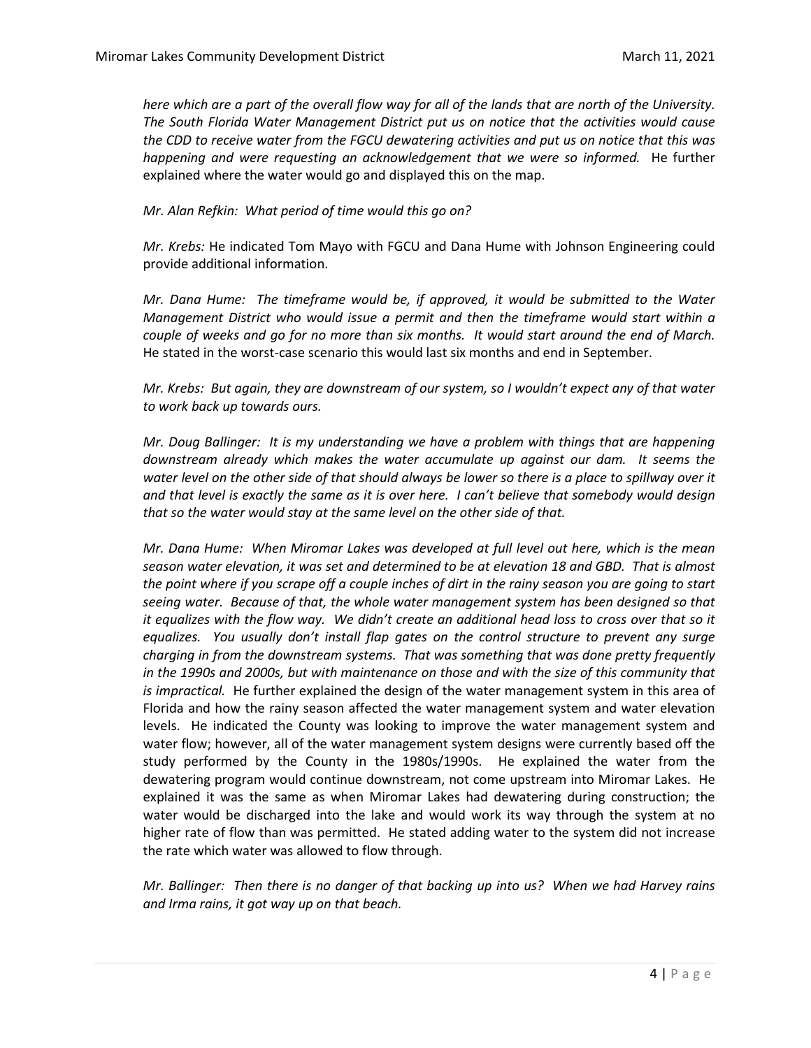*here which are a part of the overall flow way for all of the lands that are north of the University. The South Florida Water Management District put us on notice that the activities would cause the CDD to receive water from the FGCU dewatering activities and put us on notice that this was happening and were requesting an acknowledgement that we were so informed.* He further explained where the water would go and displayed this on the map.

*Mr. Alan Refkin: What period of time would this go on?*

*Mr. Krebs:* He indicated Tom Mayo with FGCU and Dana Hume with Johnson Engineering could provide additional information.

*Mr. Dana Hume: The timeframe would be, if approved, it would be submitted to the Water Management District who would issue a permit and then the timeframe would start within a couple of weeks and go for no more than six months. It would start around the end of March.* He stated in the worst-case scenario this would last six months and end in September.

*Mr. Krebs: But again, they are downstream of our system, so I wouldn't expect any of that water to work back up towards ours.*

*Mr. Doug Ballinger: It is my understanding we have a problem with things that are happening downstream already which makes the water accumulate up against our dam. It seems the water level on the other side of that should always be lower so there is a place to spillway over it and that level is exactly the same as it is over here. I can't believe that somebody would design that so the water would stay at the same level on the other side of that.*

*Mr. Dana Hume: When Miromar Lakes was developed at full level out here, which is the mean season water elevation, it was set and determined to be at elevation 18 and GBD. That is almost the point where if you scrape off a couple inches of dirt in the rainy season you are going to start seeing water. Because of that, the whole water management system has been designed so that it equalizes with the flow way. We didn't create an additional head loss to cross over that so it equalizes. You usually don't install flap gates on the control structure to prevent any surge charging in from the downstream systems. That was something that was done pretty frequently in the 1990s and 2000s, but with maintenance on those and with the size of this community that is impractical.* He further explained the design of the water management system in this area of Florida and how the rainy season affected the water management system and water elevation levels. He indicated the County was looking to improve the water management system and water flow; however, all of the water management system designs were currently based off the study performed by the County in the 1980s/1990s. He explained the water from the dewatering program would continue downstream, not come upstream into Miromar Lakes. He explained it was the same as when Miromar Lakes had dewatering during construction; the water would be discharged into the lake and would work its way through the system at no higher rate of flow than was permitted. He stated adding water to the system did not increase the rate which water was allowed to flow through.

*Mr. Ballinger: Then there is no danger of that backing up into us? When we had Harvey rains and Irma rains, it got way up on that beach.*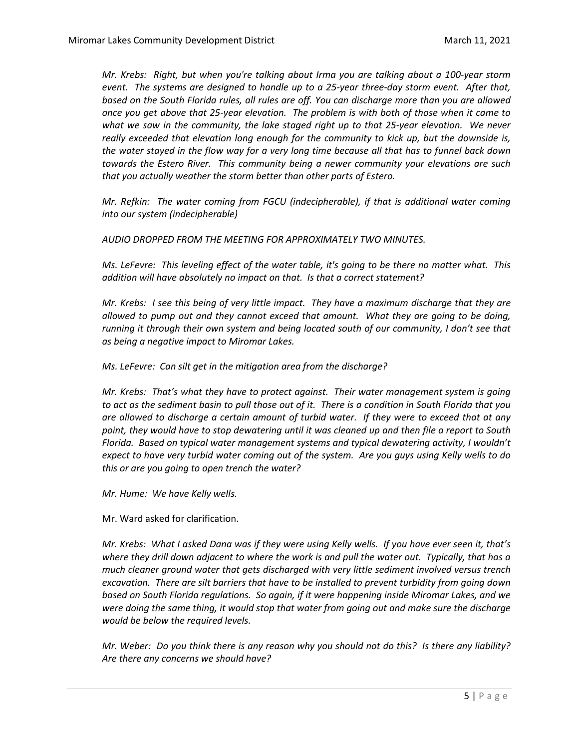*Mr. Krebs: Right, but when you're talking about Irma you are talking about a 100-year storm event. The systems are designed to handle up to a 25-year three-day storm event. After that, based on the South Florida rules, all rules are off. You can discharge more than you are allowed once you get above that 25-year elevation. The problem is with both of those when it came to what we saw in the community, the lake staged right up to that 25-year elevation. We never really exceeded that elevation long enough for the community to kick up, but the downside is, the water stayed in the flow way for a very long time because all that has to funnel back down towards the Estero River. This community being a newer community your elevations are such that you actually weather the storm better than other parts of Estero.*

*Mr. Refkin: The water coming from FGCU (indecipherable), if that is additional water coming into our system (indecipherable)*

*AUDIO DROPPED FROM THE MEETING FOR APPROXIMATELY TWO MINUTES.*

*Ms. LeFevre: This leveling effect of the water table, it's going to be there no matter what. This addition will have absolutely no impact on that. Is that a correct statement?*

*Mr. Krebs: I see this being of very little impact. They have a maximum discharge that they are allowed to pump out and they cannot exceed that amount. What they are going to be doing, running it through their own system and being located south of our community, I don't see that as being a negative impact to Miromar Lakes.*

*Ms. LeFevre: Can silt get in the mitigation area from the discharge?*

*Mr. Krebs: That's what they have to protect against. Their water management system is going to act as the sediment basin to pull those out of it. There is a condition in South Florida that you are allowed to discharge a certain amount of turbid water. If they were to exceed that at any point, they would have to stop dewatering until it was cleaned up and then file a report to South Florida. Based on typical water management systems and typical dewatering activity, I wouldn't expect to have very turbid water coming out of the system. Are you guys using Kelly wells to do this or are you going to open trench the water?*

*Mr. Hume: We have Kelly wells.*

Mr. Ward asked for clarification.

*Mr. Krebs: What I asked Dana was if they were using Kelly wells. If you have ever seen it, that's where they drill down adjacent to where the work is and pull the water out. Typically, that has a much cleaner ground water that gets discharged with very little sediment involved versus trench excavation. There are silt barriers that have to be installed to prevent turbidity from going down based on South Florida regulations. So again, if it were happening inside Miromar Lakes, and we were doing the same thing, it would stop that water from going out and make sure the discharge would be below the required levels.*

*Mr. Weber: Do you think there is any reason why you should not do this? Is there any liability? Are there any concerns we should have?*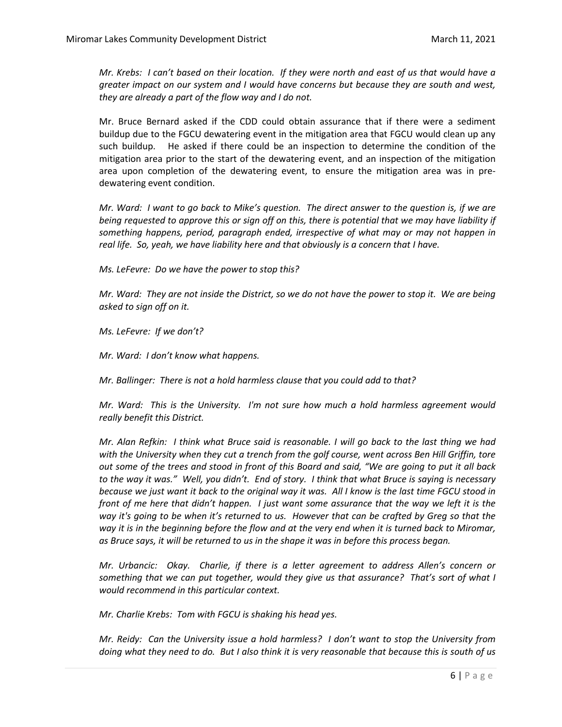*Mr. Krebs: I can't based on their location. If they were north and east of us that would have a greater impact on our system and I would have concerns but because they are south and west, they are already a part of the flow way and I do not.*

Mr. Bruce Bernard asked if the CDD could obtain assurance that if there were a sediment buildup due to the FGCU dewatering event in the mitigation area that FGCU would clean up any such buildup. He asked if there could be an inspection to determine the condition of the mitigation area prior to the start of the dewatering event, and an inspection of the mitigation area upon completion of the dewatering event, to ensure the mitigation area was in pre-dewatering event condition.

*Mr. Ward: I want to go back to Mike's question. The direct answer to the question is, if we are being requested to approve this or sign off on this, there is potential that we may have liability if something happens, period, paragraph ended, irrespective of what may or may not happen in real life. So, yeah, we have liability here and that obviously is a concern that I have.*

*Ms. LeFevre: Do we have the power to stop this?*

*Mr. Ward: They are not inside the District, so we do not have the power to stop it. We are being asked to sign off on it.*

*Ms. LeFevre: If we don't?*

*Mr. Ward: I don't know what happens.*

*Mr. Ballinger: There is not a hold harmless clause that you could add to that?*

*Mr. Ward: This is the University. I'm not sure how much a hold harmless agreement would really benefit this District.*

*Mr. Alan Refkin: I think what Bruce said is reasonable. I will go back to the last thing we had with the University when they cut a trench from the golf course, went across Ben Hill Griffin, tore out some of the trees and stood in front of this Board and said, "We are going to put it all back to the way it was." Well, you didn't. End of story. I think that what Bruce is saying is necessary because we just want it back to the original way it was. All I know is the last time FGCU stood in front of me here that didn't happen. I just want some assurance that the way we left it is the way it's going to be when it's returned to us. However that can be crafted by Greg so that the way it is in the beginning before the flow and at the very end when it is turned back to Miromar, as Bruce says, it will be returned to us in the shape it was in before this process began.*

*Mr. Urbancic: Okay. Charlie, if there is a letter agreement to address Allen's concern or something that we can put together, would they give us that assurance? That's sort of what I would recommend in this particular context.*

*Mr. Charlie Krebs: Tom with FGCU is shaking his head yes.*

*Mr. Reidy: Can the University issue a hold harmless? I don't want to stop the University from doing what they need to do. But I also think it is very reasonable that because this is south of us*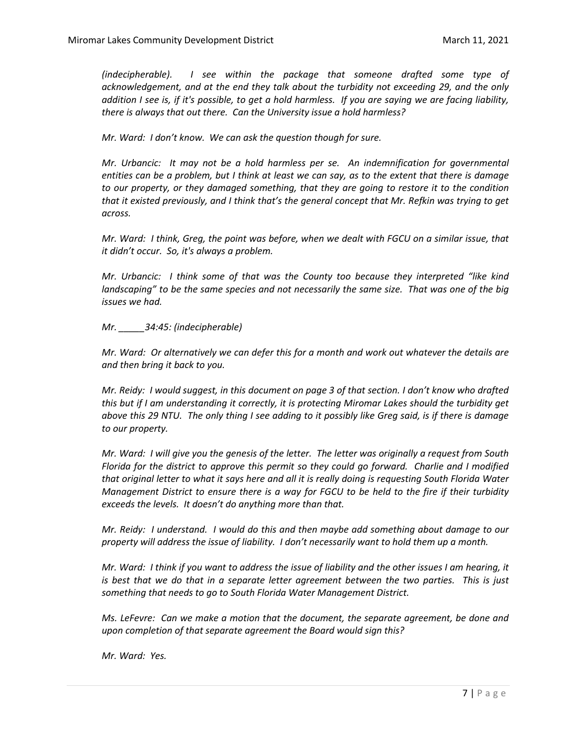*(indecipherable). I see within the package that someone drafted some type of acknowledgement, and at the end they talk about the turbidity not exceeding 29, and the only addition I see is, if it's possible, to get a hold harmless. If you are saying we are facing liability, there is always that out there. Can the University issue a hold harmless?*

*Mr. Ward: I don't know. We can ask the question though for sure.*

*Mr. Urbancic: It may not be a hold harmless per se. An indemnification for governmental entities can be a problem, but I think at least we can say, as to the extent that there is damage to our property, or they damaged something, that they are going to restore it to the condition that it existed previously, and I think that's the general concept that Mr. Refkin was trying to get across.*

*Mr. Ward: I think, Greg, the point was before, when we dealt with FGCU on a similar issue, that it didn't occur. So, it's always a problem.*

*Mr. Urbancic: I think some of that was the County too because they interpreted "like kind landscaping" to be the same species and not necessarily the same size. That was one of the big issues we had.*

*Mr. _____34:45: (indecipherable)*

*Mr. Ward: Or alternatively we can defer this for a month and work out whatever the details are and then bring it back to you.*

*Mr. Reidy: I would suggest, in this document on page 3 of that section. I don't know who drafted this but if I am understanding it correctly, it is protecting Miromar Lakes should the turbidity get above this 29 NTU. The only thing I see adding to it possibly like Greg said, is if there is damage to our property.*

*Mr. Ward: I will give you the genesis of the letter. The letter was originally a request from South Florida for the district to approve this permit so they could go forward. Charlie and I modified that original letter to what it says here and all it is really doing is requesting South Florida Water Management District to ensure there is a way for FGCU to be held to the fire if their turbidity exceeds the levels. It doesn't do anything more than that.*

*Mr. Reidy: I understand. I would do this and then maybe add something about damage to our property will address the issue of liability. I don't necessarily want to hold them up a month.*

*Mr. Ward: I think if you want to address the issue of liability and the other issues I am hearing, it is best that we do that in a separate letter agreement between the two parties. This is just something that needs to go to South Florida Water Management District.*

*Ms. LeFevre: Can we make a motion that the document, the separate agreement, be done and upon completion of that separate agreement the Board would sign this?*

*Mr. Ward: Yes.*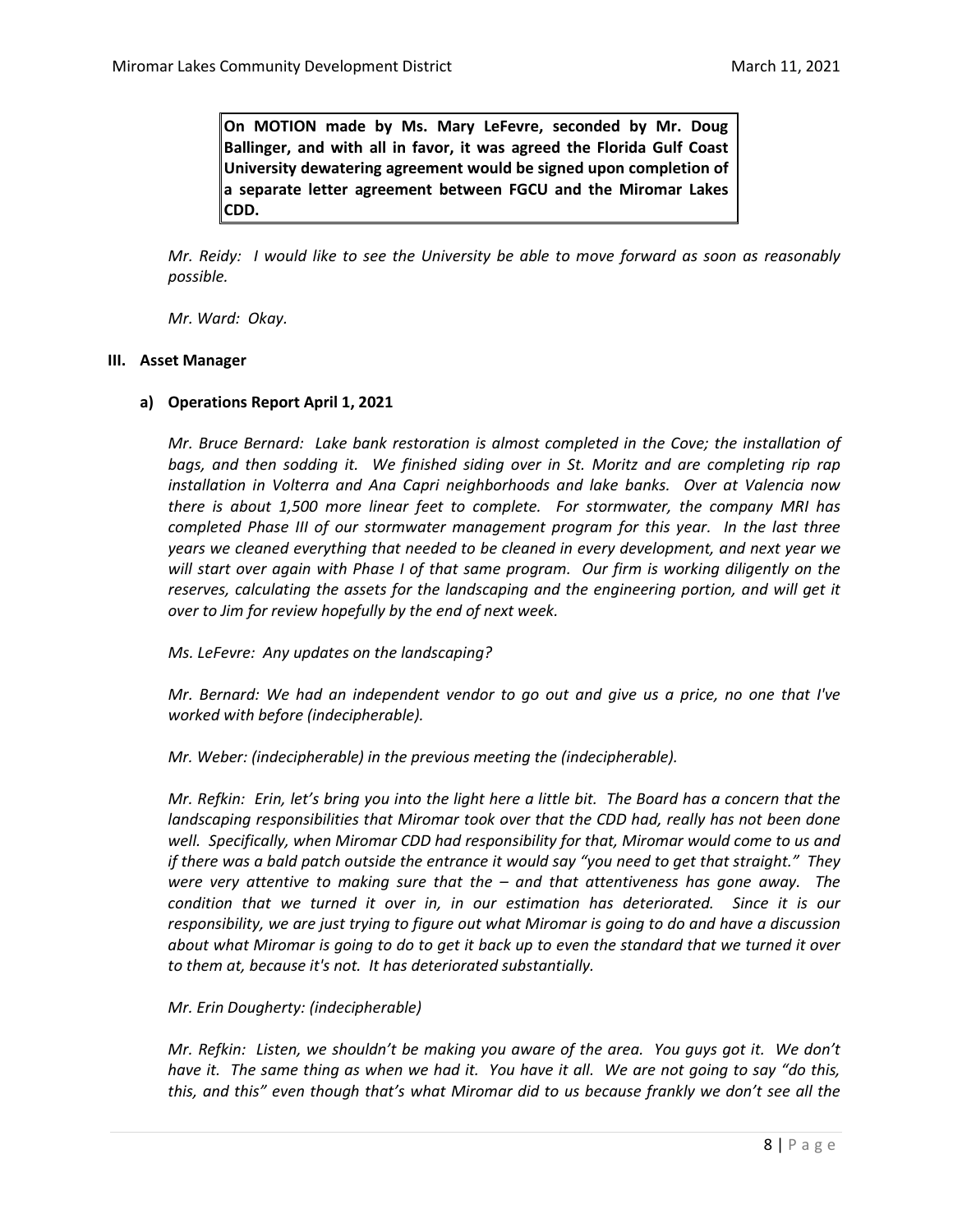**On MOTION made by Ms. Mary LeFevre, seconded by Mr. Doug Ballinger, and with all in favor, it was agreed the Florida Gulf Coast University dewatering agreement would be signed upon completion of a separate letter agreement between FGCU and the Miromar Lakes CDD.**

*Mr. Reidy: I would like to see the University be able to move forward as soon as reasonably possible.*

*Mr. Ward: Okay.*

## III. Asset Manager

### a) Operations Report April 1, 2021

*Mr. Bruce Bernard: Lake bank restoration is almost completed in the Cove; the installation of bags, and then sodding it. We finished siding over in St. Moritz and are completing rip rap installation in Volterra and Ana Capri neighborhoods and lake banks. Over at Valencia now there is about 1,500 more linear feet to complete. For stormwater, the company MRI has completed Phase III of our stormwater management program for this year. In the last three years we cleaned everything that needed to be cleaned in every development, and next year we will start over again with Phase I of that same program. Our firm is working diligently on the reserves, calculating the assets for the landscaping and the engineering portion, and will get it over to Jim for review hopefully by the end of next week.*

*Ms. LeFevre: Any updates on the landscaping?*

*Mr. Bernard: We had an independent vendor to go out and give us a price, no one that I've worked with before (indecipherable).*

*Mr. Weber: (indecipherable) in the previous meeting the (indecipherable).*

*Mr. Refkin: Erin, let's bring you into the light here a little bit. The Board has a concern that the landscaping responsibilities that Miromar took over that the CDD had, really has not been done well. Specifically, when Miromar CDD had responsibility for that, Miromar would come to us and if there was a bald patch outside the entrance it would say "you need to get that straight." They were very attentive to making sure that the – and that attentiveness has gone away. The condition that we turned it over in, in our estimation has deteriorated. Since it is our responsibility, we are just trying to figure out what Miromar is going to do and have a discussion about what Miromar is going to do to get it back up to even the standard that we turned it over to them at, because it's not. It has deteriorated substantially.*

*Mr. Erin Dougherty: (indecipherable)*

*Mr. Refkin: Listen, we shouldn't be making you aware of the area. You guys got it. We don't have it. The same thing as when we had it. You have it all. We are not going to say "do this, this, and this" even though that's what Miromar did to us because frankly we don't see all the*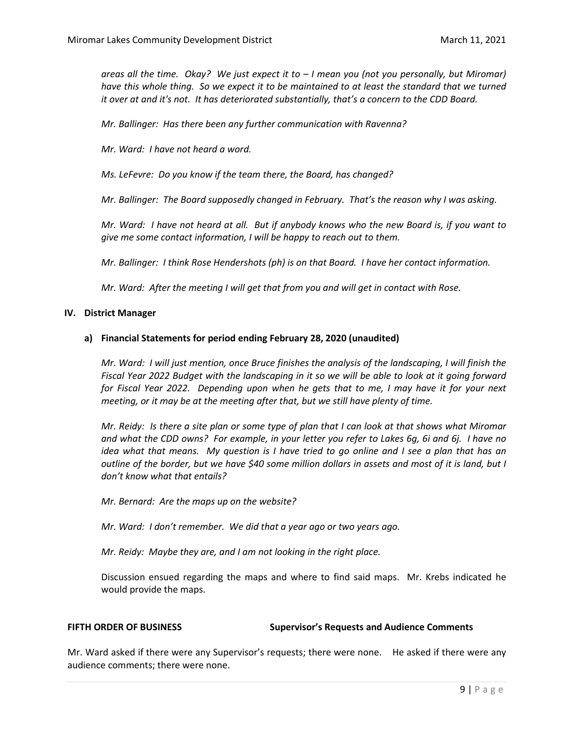*areas all the time. Okay? We just expect it to – I mean you (not you personally, but Miromar) have this whole thing. So we expect it to be maintained to at least the standard that we turned it over at and it's not. It has deteriorated substantially, that's a concern to the CDD Board.*

*Mr. Ballinger: Has there been any further communication with Ravenna?*

*Mr. Ward: I have not heard a word.*

*Ms. LeFevre: Do you know if the team there, the Board, has changed?*

*Mr. Ballinger: The Board supposedly changed in February. That's the reason why I was asking.*

*Mr. Ward: I have not heard at all. But if anybody knows who the new Board is, if you want to give me some contact information, I will be happy to reach out to them.*

*Mr. Ballinger: I think Rose Hendershots (ph) is on that Board. I have her contact information.*

*Mr. Ward: After the meeting I will get that from you and will get in contact with Rose.*

**IV. District Manager**

**a) Financial Statements for period ending February 28, 2020 (unaudited)**

*Mr. Ward: I will just mention, once Bruce finishes the analysis of the landscaping, I will finish the Fiscal Year 2022 Budget with the landscaping in it so we will be able to look at it going forward for Fiscal Year 2022. Depending upon when he gets that to me, I may have it for your next meeting, or it may be at the meeting after that, but we still have plenty of time.*

*Mr. Reidy: Is there a site plan or some type of plan that I can look at that shows what Miromar and what the CDD owns? For example, in your letter you refer to Lakes 6g, 6i and 6j. I have no idea what that means. My question is I have tried to go online and I see a plan that has an outline of the border, but we have $40 some million dollars in assets and most of it is land, but I don't know what that entails?*

*Mr. Bernard: Are the maps up on the website?*

*Mr. Ward: I don't remember. We did that a year ago or two years ago.*

*Mr. Reidy: Maybe they are, and I am not looking in the right place.*

Discussion ensued regarding the maps and where to find said maps. Mr. Krebs indicated he would provide the maps.

**FIFTH ORDER OF BUSINESS** **Supervisor's Requests and Audience Comments**

Mr. Ward asked if there were any Supervisor's requests; there were none. He asked if there were any audience comments; there were none.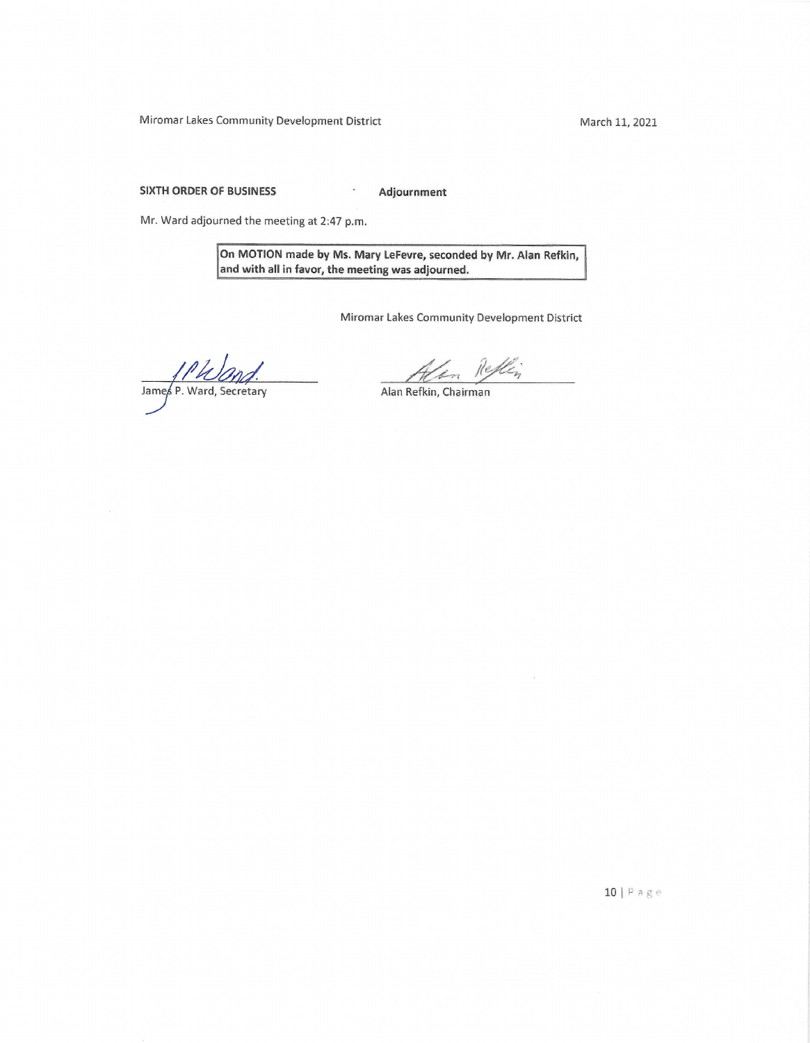**SIXTH ORDER OF BUSINESS** **Adjournment**

Mr. Ward adjourned the meeting at 2:47 p.m.

| |
|---|
| **On MOTION made by Ms. Mary LeFevre, seconded by Mr. Alan Refkin, and with all in favor, the meeting was adjourned.** |

Miromar Lakes Community Development District

James P. Ward, Secretary

Alan Refkin, Chairman